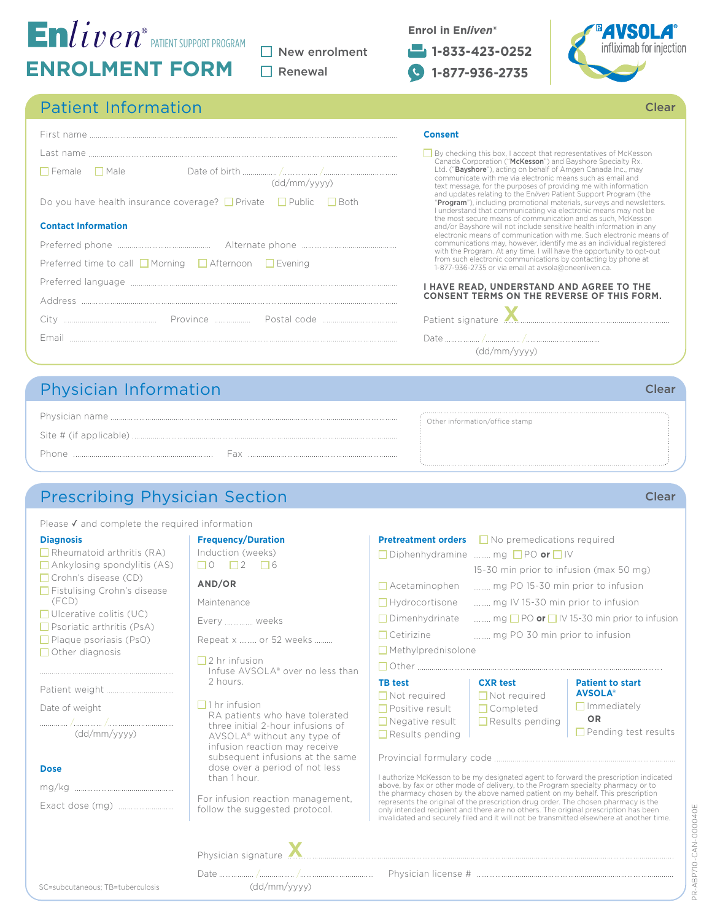# Enliven® PATIENT SUPPORT PROGRAM

# ENROLMENT FORM

☐ New enrolment
☐ Renewal

**Enrol in Enliven®**

1-833-423-0252

1-877-936-2735

AVSOLA® infliximab for injection

## Patient Information

Clear

First name ..................................................

Last name ..................................................

☐ Female ☐ Male Date of birth ........../........../.......... (dd/mm/yyyy)

Do you have health insurance coverage? ☐ Private ☐ Public ☐ Both

### Contact Information

Preferred phone .................... Alternate phone ....................

Preferred time to call ☐ Morning ☐ Afternoon ☐ Evening

Preferred language ..................................................

Address ..................................................

City .................... Province .................... Postal code ....................

Email ..................................................

### Consent

☐ By checking this box, I accept that representatives of McKesson Canada Corporation ("**McKesson**") and Bayshore Specialty Rx. Ltd. ("**Bayshore**"), acting on behalf of Amgen Canada Inc., may communicate with me via electronic means such as email and text message, for the purposes of providing me with information and updates relating to the Enliven Patient Support Program (the "**Program**"), including promotional materials, surveys and newsletters. I understand that communicating via electronic means may not be the most secure means of communication and as such, McKesson and/or Bayshore will not include sensitive health information in any electronic means of communication with me. Such electronic means of communications may, however, identify me as an individual registered with the Program. At any time, I will have the opportunity to opt-out from such electronic communications by contacting by phone at 1-877-936-2735 or via email at avsola@oneenliven.ca.

**I HAVE READ, UNDERSTAND AND AGREE TO THE CONSENT TERMS ON THE REVERSE OF THIS FORM.**

Patient signature X ..................................................

Date ........../........../.......... (dd/mm/yyyy)

## Physician Information

Clear

Physician name ..................................................

Site # (if applicable) ..................................................

Phone .................... Fax ....................

Other information/office stamp

## Prescribing Physician Section

Clear

Please ✓ and complete the required information

### Diagnosis

☐ Rheumatoid arthritis (RA)
☐ Ankylosing spondylitis (AS)
☐ Crohn's disease (CD)
☐ Fistulising Crohn's disease (FCD)
☐ Ulcerative colitis (UC)
☐ Psoriatic arthritis (PsA)
☐ Plaque psoriasis (PsO)
☐ Other diagnosis

..................................................

Patient weight ....................

Date of weight ........../........../.......... (dd/mm/yyyy)

### Dose

mg/kg ....................

Exact dose (mg) ....................

### Frequency/Duration

Induction (weeks)
☐ 0 ☐ 2 ☐ 6

**AND/OR**

Maintenance

Every .......... weeks

Repeat x .......... or 52 weeks ..........

☐ 2 hr infusion
Infuse AVSOLA® over no less than 2 hours.

☐ 1 hr infusion
RA patients who have tolerated three initial 2-hour infusions of AVSOLA® without any type of infusion reaction may receive subsequent infusions at the same dose over a period of not less than 1 hour.

For infusion reaction management, follow the suggested protocol.

### Pretreatment orders

☐ No premedications required

☐ Diphenhydramine .......... mg ☐ PO **or** ☐ IV 15-30 min prior to infusion (max 50 mg)

☐ Acetaminophen .......... mg PO 15-30 min prior to infusion

☐ Hydrocortisone .......... mg IV 15-30 min prior to infusion

☐ Dimenhydrinate .......... mg ☐ PO **or** ☐ IV 15-30 min prior to infusion

☐ Cetirizine .......... mg PO 30 min prior to infusion

☐ Methylprednisolone

☐ Other ..................................................

### TB test

☐ Not required
☐ Positive result
☐ Negative result
☐ Results pending

### CXR test

☐ Not required
☐ Completed
☐ Results pending

### Patient to start AVSOLA®

☐ Immediately

**OR**

☐ Pending test results

Provincial formulary code ..................................................

I authorize McKesson to be my designated agent to forward the prescription indicated above, by fax or other mode of delivery, to the Program specialty pharmacy or to the pharmacy chosen by the above named patient on my behalf. This prescription represents the original of the prescription drug order. The chosen pharmacy is the only intended recipient and there are no others. The original prescription has been invalidated and securely filed and it will not be transmitted elsewhere at another time.

Physician signature X ..................................................

Date ........../........../.......... (dd/mm/yyyy) Physician license # ....................

SC=subcutaneous; TB=tuberculosis

PR-ABP710-CAN-000040E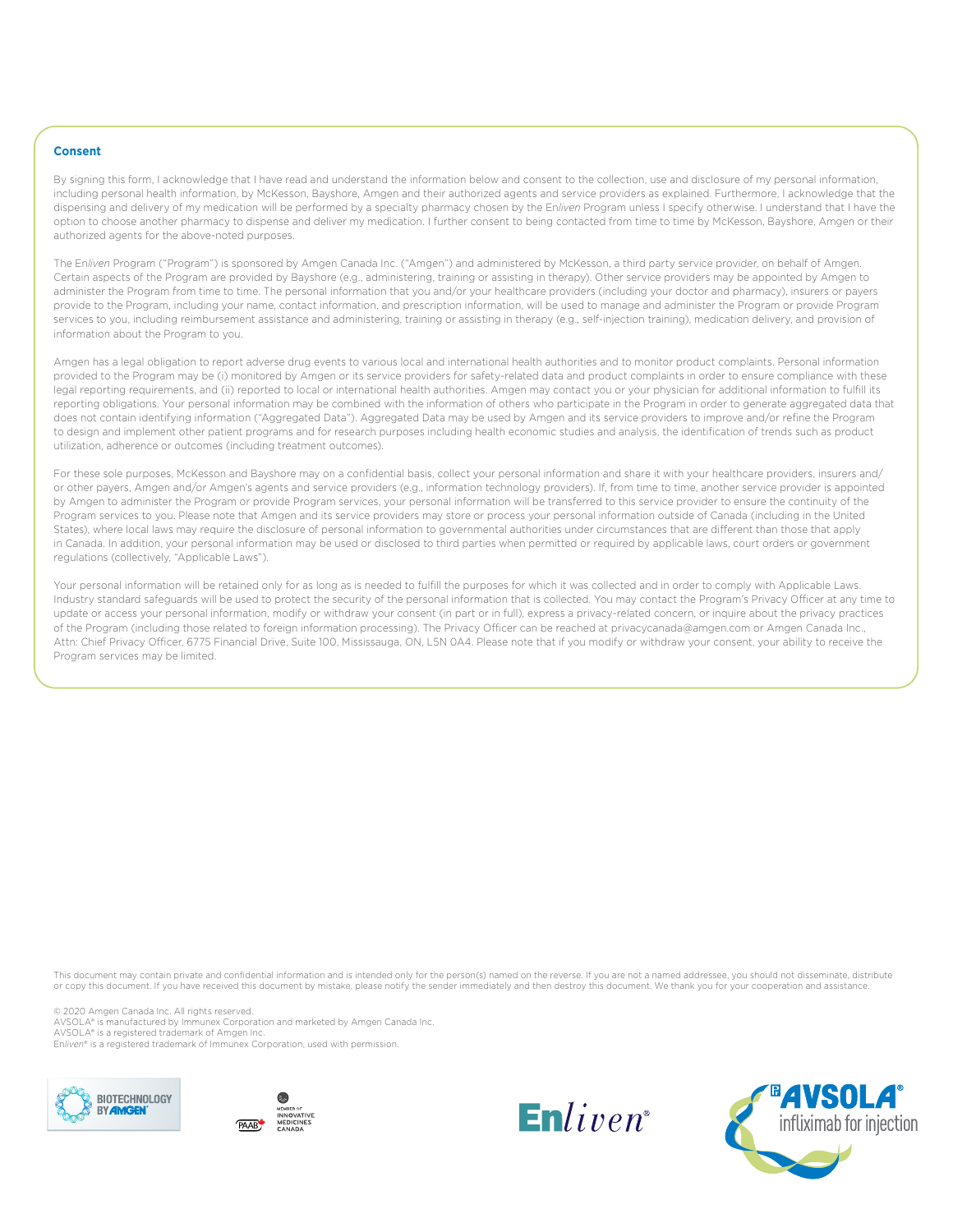## Consent

By signing this form, I acknowledge that I have read and understand the information below and consent to the collection, use and disclosure of my personal information, including personal health information, by McKesson, Bayshore, Amgen and their authorized agents and service providers as explained. Furthermore, I acknowledge that the dispensing and delivery of my medication will be performed by a specialty pharmacy chosen by the En*liven* Program unless I specify otherwise. I understand that I have the option to choose another pharmacy to dispense and deliver my medication. I further consent to being contacted from time to time by McKesson, Bayshore, Amgen or their authorized agents for the above-noted purposes.

The En*liven* Program ("Program") is sponsored by Amgen Canada Inc. ("Amgen") and administered by McKesson, a third party service provider, on behalf of Amgen. Certain aspects of the Program are provided by Bayshore (e.g., administering, training or assisting in therapy). Other service providers may be appointed by Amgen to administer the Program from time to time. The personal information that you and/or your healthcare providers (including your doctor and pharmacy), insurers or payers provide to the Program, including your name, contact information, and prescription information, will be used to manage and administer the Program or provide Program services to you, including reimbursement assistance and administering, training or assisting in therapy (e.g., self-injection training), medication delivery, and provision of information about the Program to you.

Amgen has a legal obligation to report adverse drug events to various local and international health authorities and to monitor product complaints. Personal information provided to the Program may be (i) monitored by Amgen or its service providers for safety-related data and product complaints in order to ensure compliance with these legal reporting requirements, and (ii) reported to local or international health authorities. Amgen may contact you or your physician for additional information to fulfill its reporting obligations. Your personal information may be combined with the information of others who participate in the Program in order to generate aggregated data that does not contain identifying information ("Aggregated Data"). Aggregated Data may be used by Amgen and its service providers to improve and/or refine the Program to design and implement other patient programs and for research purposes including health economic studies and analysis, the identification of trends such as product utilization, adherence or outcomes (including treatment outcomes).

For these sole purposes, McKesson and Bayshore may on a confidential basis, collect your personal information and share it with your healthcare providers, insurers and/or other payers, Amgen and/or Amgen's agents and service providers (e.g., information technology providers). If, from time to time, another service provider is appointed by Amgen to administer the Program or provide Program services, your personal information will be transferred to this service provider to ensure the continuity of the Program services to you. Please note that Amgen and its service providers may store or process your personal information outside of Canada (including in the United States), where local laws may require the disclosure of personal information to governmental authorities under circumstances that are different than those that apply in Canada. In addition, your personal information may be used or disclosed to third parties when permitted or required by applicable laws, court orders or government regulations (collectively, "Applicable Laws").

Your personal information will be retained only for as long as is needed to fulfill the purposes for which it was collected and in order to comply with Applicable Laws. Industry standard safeguards will be used to protect the security of the personal information that is collected. You may contact the Program's Privacy Officer at any time to update or access your personal information, modify or withdraw your consent (in part or in full), express a privacy-related concern, or inquire about the privacy practices of the Program (including those related to foreign information processing). The Privacy Officer can be reached at privacycanada@amgen.com or Amgen Canada Inc., Attn: Chief Privacy Officer, 6775 Financial Drive, Suite 100, Mississauga, ON, L5N 0A4. Please note that if you modify or withdraw your consent, your ability to receive the Program services may be limited.

This document may contain private and confidential information and is intended only for the person(s) named on the reverse. If you are not a named addressee, you should not disseminate, distribute or copy this document. If you have received this document by mistake, please notify the sender immediately and then destroy this document. We thank you for your cooperation and assistance.

© 2020 Amgen Canada Inc. All rights reserved.
AVSOLA® is manufactured by Immunex Corporation and marketed by Amgen Canada Inc.
AVSOLA® is a registered trademark of Amgen Inc.
En*liven*® is a registered trademark of Immunex Corporation, used with permission.

BIOTECHNOLOGY BY AMGEN

PAAB

MEMBER OF INNOVATIVE MEDICINES CANADA

Enliven®

AVSOLA® infliximab for injection